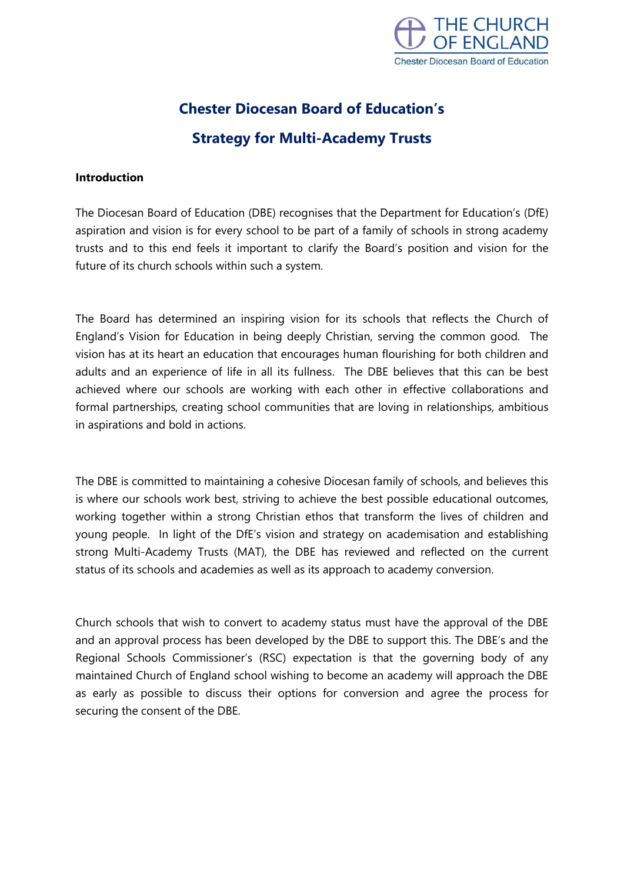# Chester Diocesan Board of Education's

# Strategy for Multi-Academy Trusts

**Introduction**

The Diocesan Board of Education (DBE) recognises that the Department for Education's (DfE) aspiration and vision is for every school to be part of a family of schools in strong academy trusts and to this end feels it important to clarify the Board's position and vision for the future of its church schools within such a system.

The Board has determined an inspiring vision for its schools that reflects the Church of England's Vision for Education in being deeply Christian, serving the common good. The vision has at its heart an education that encourages human flourishing for both children and adults and an experience of life in all its fullness. The DBE believes that this can be best achieved where our schools are working with each other in effective collaborations and formal partnerships, creating school communities that are loving in relationships, ambitious in aspirations and bold in actions.

The DBE is committed to maintaining a cohesive Diocesan family of schools, and believes this is where our schools work best, striving to achieve the best possible educational outcomes, working together within a strong Christian ethos that transform the lives of children and young people. In light of the DfE's vision and strategy on academisation and establishing strong Multi-Academy Trusts (MAT), the DBE has reviewed and reflected on the current status of its schools and academies as well as its approach to academy conversion.

Church schools that wish to convert to academy status must have the approval of the DBE and an approval process has been developed by the DBE to support this. The DBE's and the Regional Schools Commissioner's (RSC) expectation is that the governing body of any maintained Church of England school wishing to become an academy will approach the DBE as early as possible to discuss their options for conversion and agree the process for securing the consent of the DBE.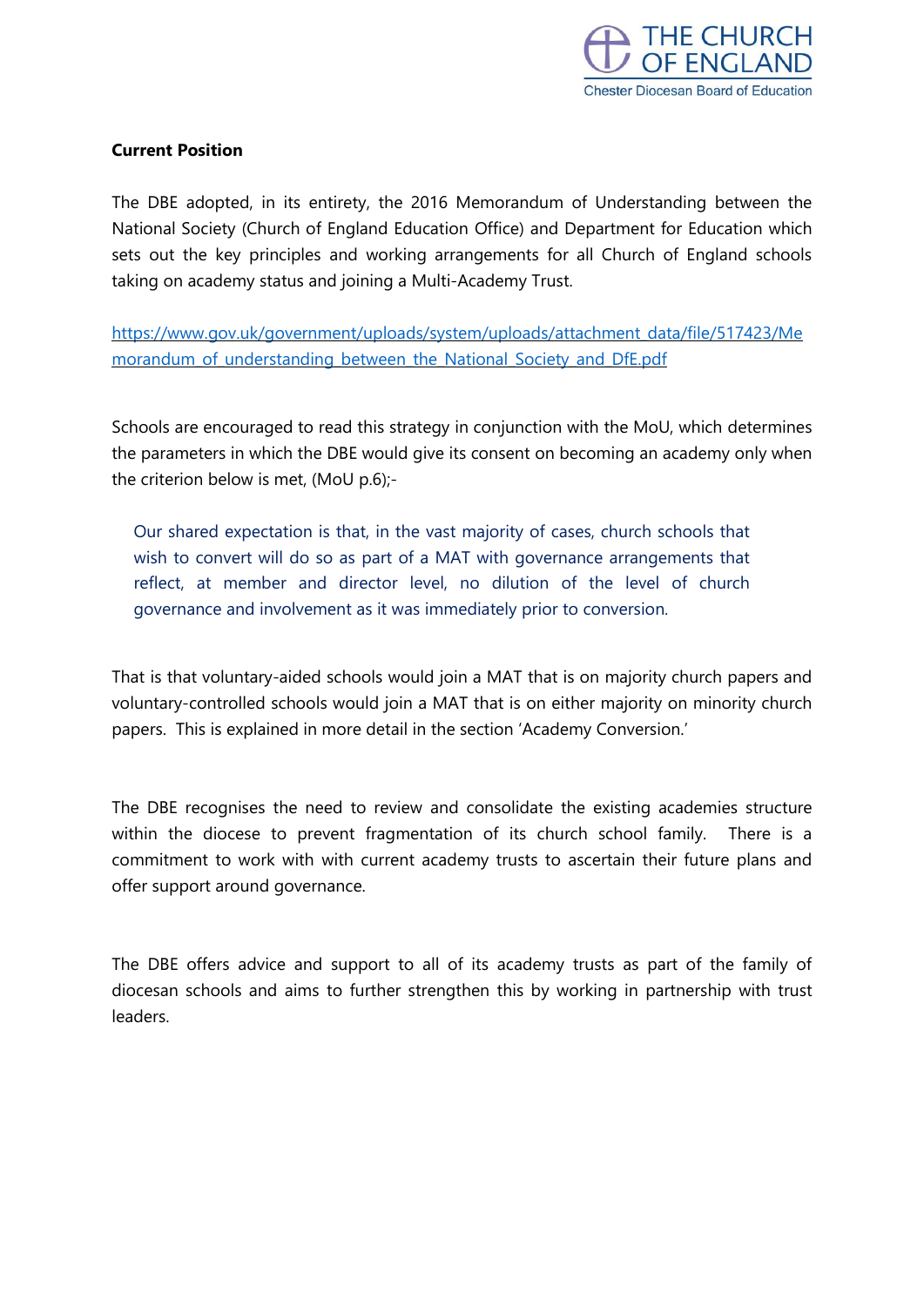**Current Position**

The DBE adopted, in its entirety, the 2016 Memorandum of Understanding between the National Society (Church of England Education Office) and Department for Education which sets out the key principles and working arrangements for all Church of England schools taking on academy status and joining a Multi-Academy Trust.

https://www.gov.uk/government/uploads/system/uploads/attachment_data/file/517423/Memorandum_of_understanding_between_the_National_Society_and_DfE.pdf

Schools are encouraged to read this strategy in conjunction with the MoU, which determines the parameters in which the DBE would give its consent on becoming an academy only when the criterion below is met, (MoU p.6);-

> Our shared expectation is that, in the vast majority of cases, church schools that wish to convert will do so as part of a MAT with governance arrangements that reflect, at member and director level, no dilution of the level of church governance and involvement as it was immediately prior to conversion.

That is that voluntary-aided schools would join a MAT that is on majority church papers and voluntary-controlled schools would join a MAT that is on either majority on minority church papers. This is explained in more detail in the section 'Academy Conversion.'

The DBE recognises the need to review and consolidate the existing academies structure within the diocese to prevent fragmentation of its church school family. There is a commitment to work with with current academy trusts to ascertain their future plans and offer support around governance.

The DBE offers advice and support to all of its academy trusts as part of the family of diocesan schools and aims to further strengthen this by working in partnership with trust leaders.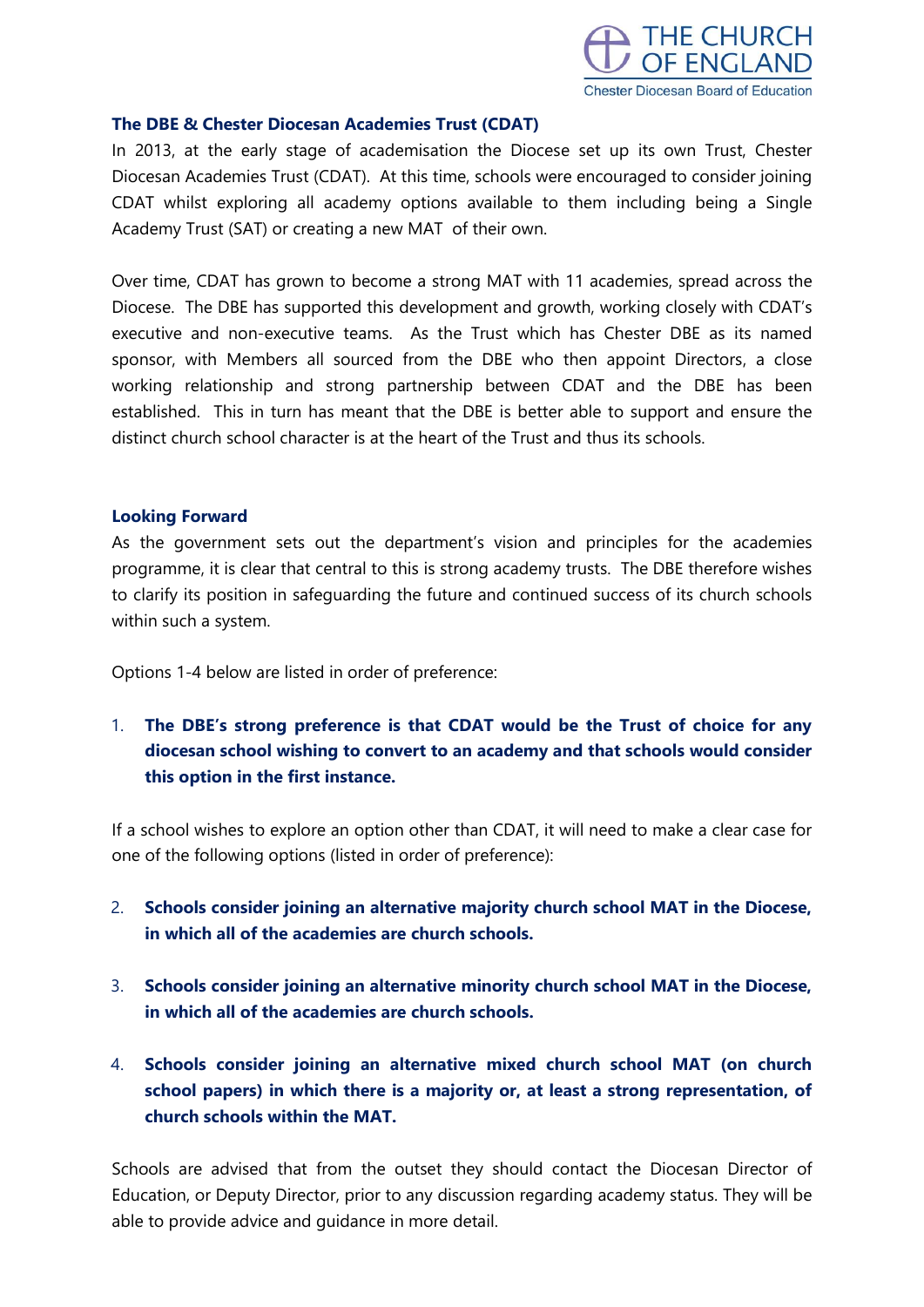### The DBE & Chester Diocesan Academies Trust (CDAT)

In 2013, at the early stage of academisation the Diocese set up its own Trust, Chester Diocesan Academies Trust (CDAT). At this time, schools were encouraged to consider joining CDAT whilst exploring all academy options available to them including being a Single Academy Trust (SAT) or creating a new MAT of their own.

Over time, CDAT has grown to become a strong MAT with 11 academies, spread across the Diocese. The DBE has supported this development and growth, working closely with CDAT's executive and non-executive teams. As the Trust which has Chester DBE as its named sponsor, with Members all sourced from the DBE who then appoint Directors, a close working relationship and strong partnership between CDAT and the DBE has been established. This in turn has meant that the DBE is better able to support and ensure the distinct church school character is at the heart of the Trust and thus its schools.

### Looking Forward

As the government sets out the department's vision and principles for the academies programme, it is clear that central to this is strong academy trusts. The DBE therefore wishes to clarify its position in safeguarding the future and continued success of its church schools within such a system.

Options 1-4 below are listed in order of preference:

1. **The DBE's strong preference is that CDAT would be the Trust of choice for any diocesan school wishing to convert to an academy and that schools would consider this option in the first instance.**

If a school wishes to explore an option other than CDAT, it will need to make a clear case for one of the following options (listed in order of preference):

2. **Schools consider joining an alternative majority church school MAT in the Diocese, in which all of the academies are church schools.**

3. **Schools consider joining an alternative minority church school MAT in the Diocese, in which all of the academies are church schools.**

4. **Schools consider joining an alternative mixed church school MAT (on church school papers) in which there is a majority or, at least a strong representation, of church schools within the MAT.**

Schools are advised that from the outset they should contact the Diocesan Director of Education, or Deputy Director, prior to any discussion regarding academy status. They will be able to provide advice and guidance in more detail.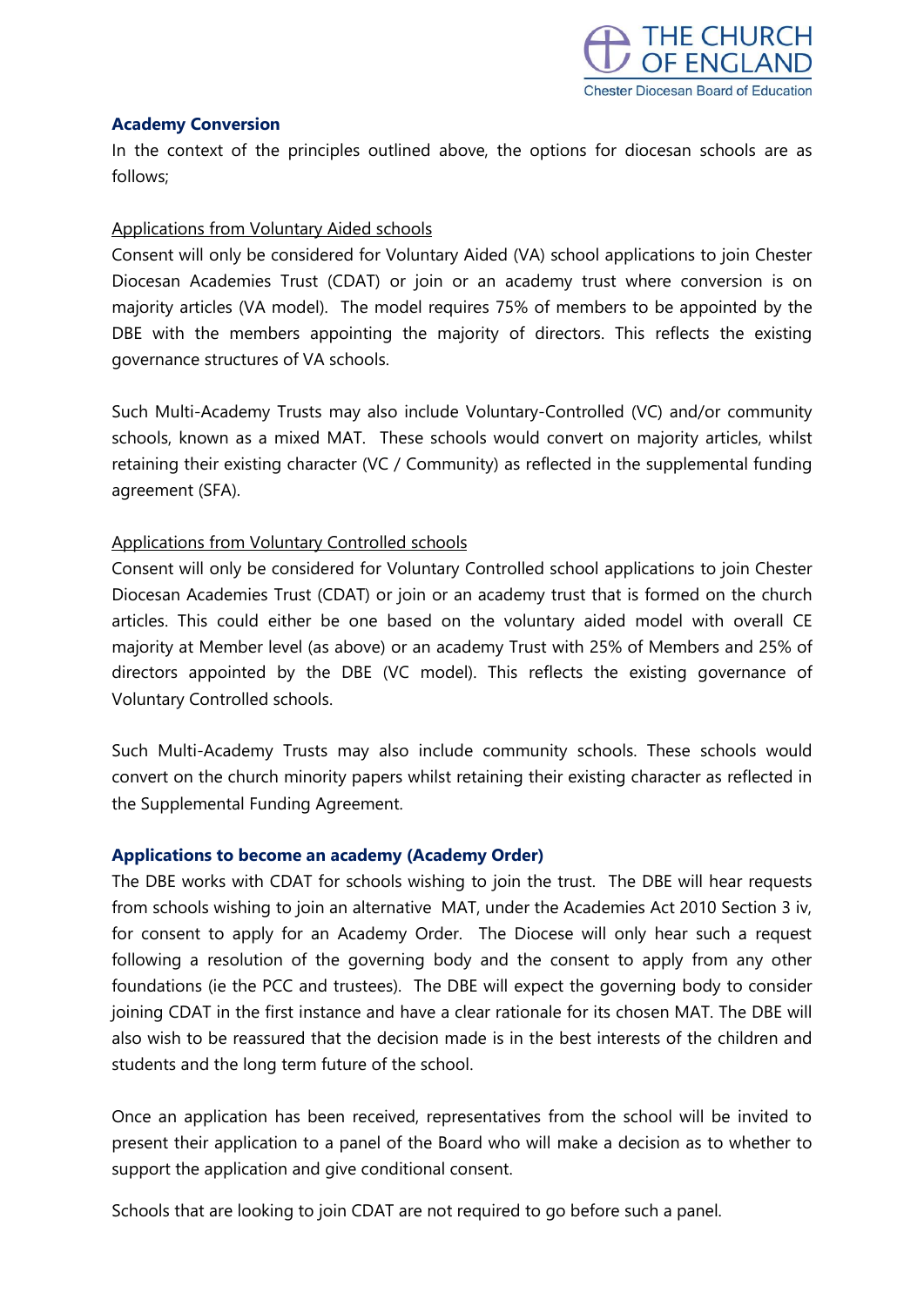### Academy Conversion

In the context of the principles outlined above, the options for diocesan schools are as follows;

Applications from Voluntary Aided schools

Consent will only be considered for Voluntary Aided (VA) school applications to join Chester Diocesan Academies Trust (CDAT) or join or an academy trust where conversion is on majority articles (VA model). The model requires 75% of members to be appointed by the DBE with the members appointing the majority of directors. This reflects the existing governance structures of VA schools.

Such Multi-Academy Trusts may also include Voluntary-Controlled (VC) and/or community schools, known as a mixed MAT. These schools would convert on majority articles, whilst retaining their existing character (VC / Community) as reflected in the supplemental funding agreement (SFA).

Applications from Voluntary Controlled schools

Consent will only be considered for Voluntary Controlled school applications to join Chester Diocesan Academies Trust (CDAT) or join or an academy trust that is formed on the church articles. This could either be one based on the voluntary aided model with overall CE majority at Member level (as above) or an academy Trust with 25% of Members and 25% of directors appointed by the DBE (VC model). This reflects the existing governance of Voluntary Controlled schools.

Such Multi-Academy Trusts may also include community schools. These schools would convert on the church minority papers whilst retaining their existing character as reflected in the Supplemental Funding Agreement.

### Applications to become an academy (Academy Order)

The DBE works with CDAT for schools wishing to join the trust. The DBE will hear requests from schools wishing to join an alternative MAT, under the Academies Act 2010 Section 3 iv, for consent to apply for an Academy Order. The Diocese will only hear such a request following a resolution of the governing body and the consent to apply from any other foundations (ie the PCC and trustees). The DBE will expect the governing body to consider joining CDAT in the first instance and have a clear rationale for its chosen MAT. The DBE will also wish to be reassured that the decision made is in the best interests of the children and students and the long term future of the school.

Once an application has been received, representatives from the school will be invited to present their application to a panel of the Board who will make a decision as to whether to support the application and give conditional consent.

Schools that are looking to join CDAT are not required to go before such a panel.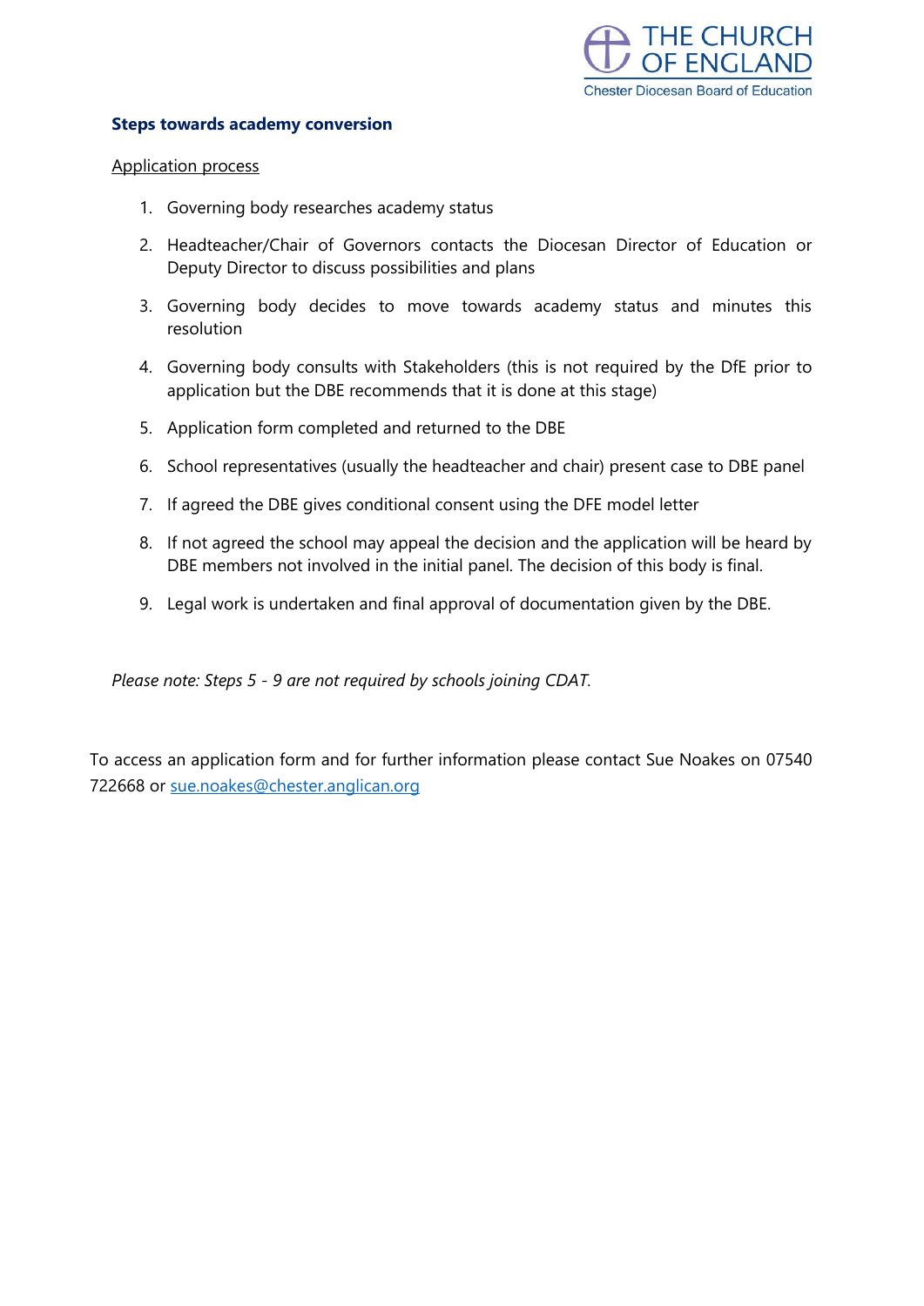THE CHURCH OF ENGLAND
Chester Diocesan Board of Education

## Steps towards academy conversion

Application process

1. Governing body researches academy status
2. Headteacher/Chair of Governors contacts the Diocesan Director of Education or Deputy Director to discuss possibilities and plans
3. Governing body decides to move towards academy status and minutes this resolution
4. Governing body consults with Stakeholders (this is not required by the DfE prior to application but the DBE recommends that it is done at this stage)
5. Application form completed and returned to the DBE
6. School representatives (usually the headteacher and chair) present case to DBE panel
7. If agreed the DBE gives conditional consent using the DFE model letter
8. If not agreed the school may appeal the decision and the application will be heard by DBE members not involved in the initial panel. The decision of this body is final.
9. Legal work is undertaken and final approval of documentation given by the DBE.

*Please note: Steps 5 - 9 are not required by schools joining CDAT.*

To access an application form and for further information please contact Sue Noakes on 07540 722668 or sue.noakes@chester.anglican.org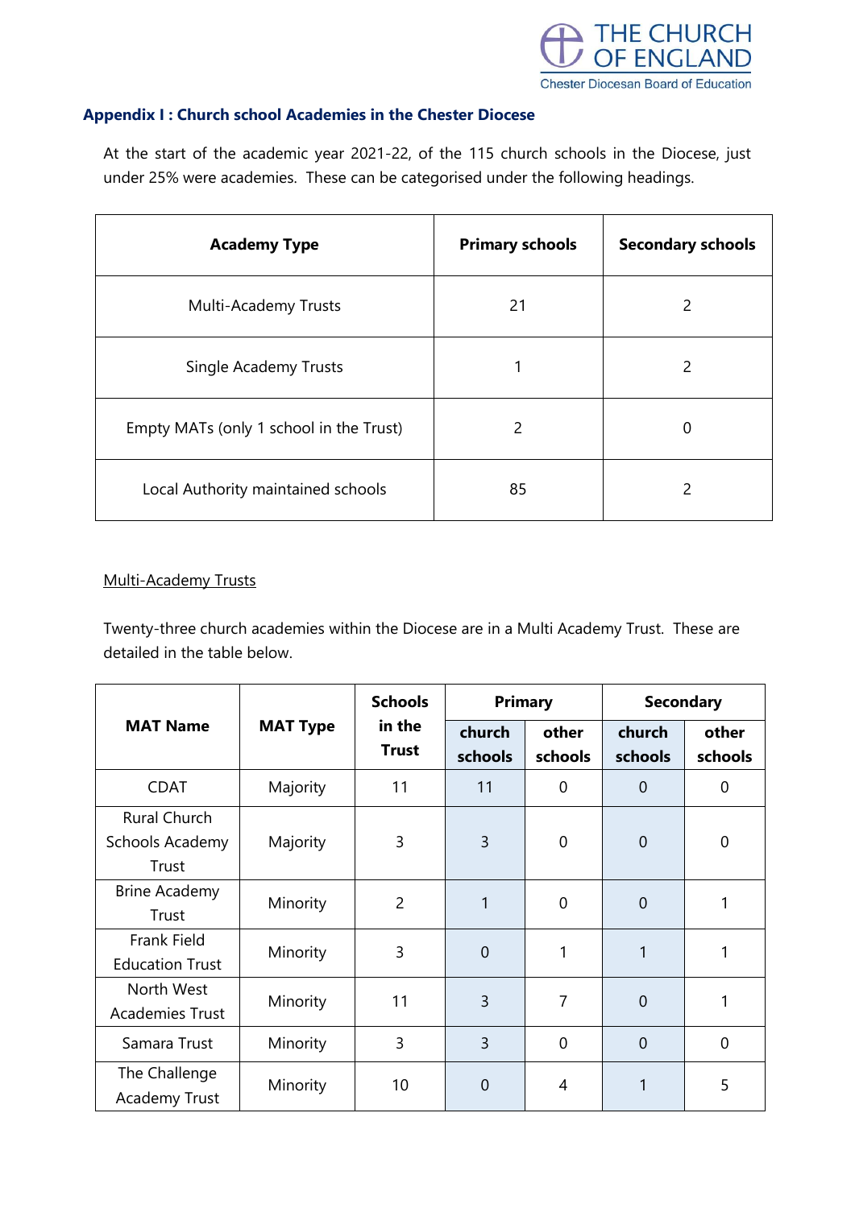### Appendix I : Church school Academies in the Chester Diocese

At the start of the academic year 2021-22, of the 115 church schools in the Diocese, just under 25% were academies. These can be categorised under the following headings.

| Academy Type | Primary schools | Secondary schools |
|---|---|---|
| Multi-Academy Trusts | 21 | 2 |
| Single Academy Trusts | 1 | 2 |
| Empty MATs (only 1 school in the Trust) | 2 | 0 |
| Local Authority maintained schools | 85 | 2 |

<u>Multi-Academy Trusts</u>

Twenty-three church academies within the Diocese are in a Multi Academy Trust. These are detailed in the table below.

| MAT Name | MAT Type | Schools in the Trust | Primary | | Secondary | |
|---|---|---|---|---|---|---|
| | | | church schools | other schools | church schools | other schools |
| CDAT | Majority | 11 | 11 | 0 | 0 | 0 |
| Rural Church Schools Academy Trust | Majority | 3 | 3 | 0 | 0 | 0 |
| Brine Academy Trust | Minority | 2 | 1 | 0 | 0 | 1 |
| Frank Field Education Trust | Minority | 3 | 0 | 1 | 1 | 1 |
| North West Academies Trust | Minority | 11 | 3 | 7 | 0 | 1 |
| Samara Trust | Minority | 3 | 3 | 0 | 0 | 0 |
| The Challenge Academy Trust | Minority | 10 | 0 | 4 | 1 | 5 |